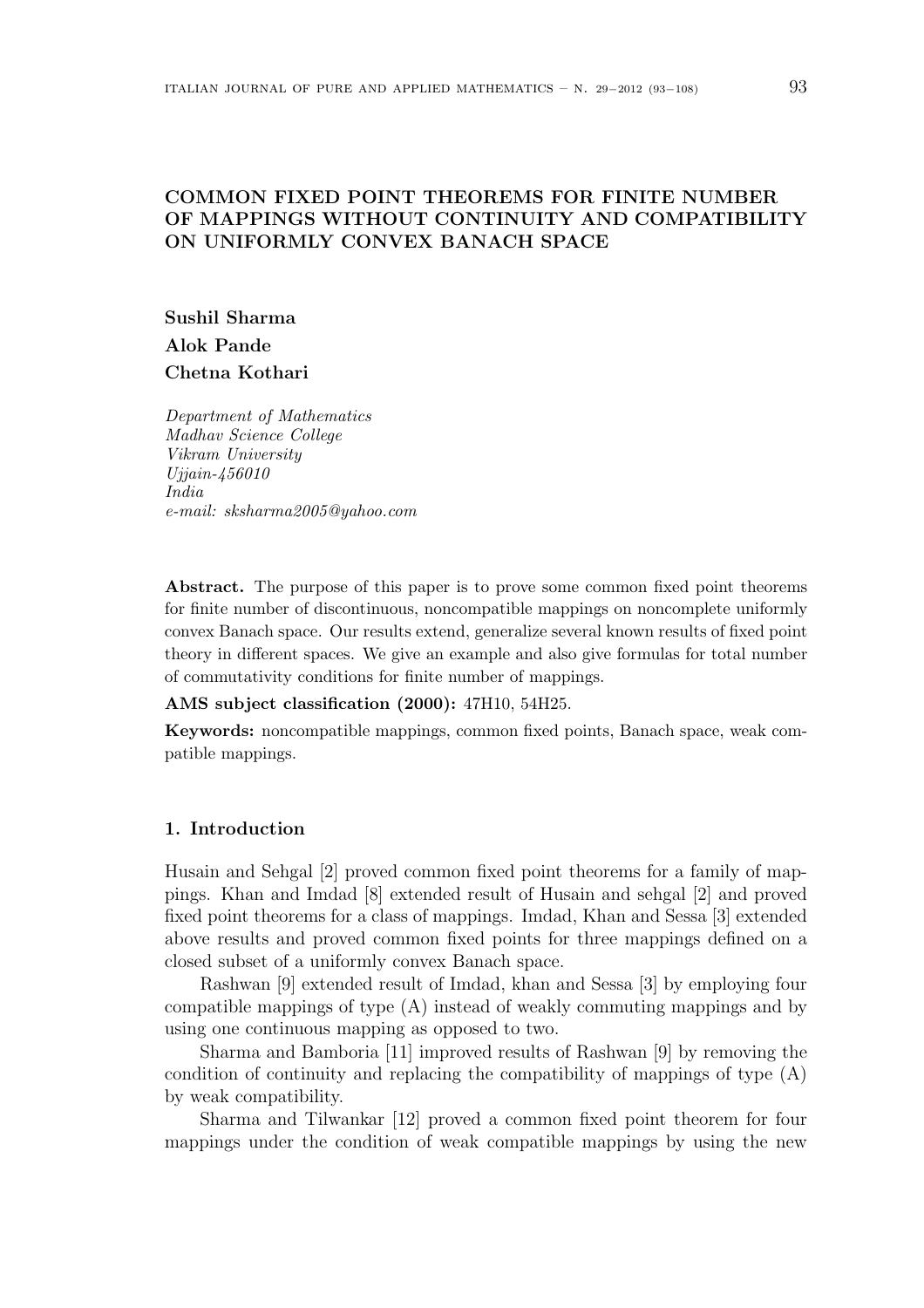# COMMON FIXED POINT THEOREMS FOR FINITE NUMBER OF MAPPINGS WITHOUT CONTINUITY AND COMPATIBILITY ON UNIFORMLY CONVEX BANACH SPACE

**Sushil Sharma**
**Alok Pande**
**Chetna Kothari**

*Department of Mathematics*
*Madhav Science College*
*Vikram University*
*Ujjain-456010*
*India*
*e-mail: sksharma2005@yahoo.com*

**Abstract.** The purpose of this paper is to prove some common fixed point theorems for finite number of discontinuous, noncompatible mappings on noncomplete uniformly convex Banach space. Our results extend, generalize several known results of fixed point theory in different spaces. We give an example and also give formulas for total number of commutativity conditions for finite number of mappings.

**AMS subject classification (2000):** 47H10, 54H25.

**Keywords:** noncompatible mappings, common fixed points, Banach space, weak compatible mappings.

## 1. Introduction

Husain and Sehgal [2] proved common fixed point theorems for a family of mappings. Khan and Imdad [8] extended result of Husain and sehgal [2] and proved fixed point theorems for a class of mappings. Imdad, Khan and Sessa [3] extended above results and proved common fixed points for three mappings defined on a closed subset of a uniformly convex Banach space.

Rashwan [9] extended result of Imdad, khan and Sessa [3] by employing four compatible mappings of type (A) instead of weakly commuting mappings and by using one continuous mapping as opposed to two.

Sharma and Bamboria [11] improved results of Rashwan [9] by removing the condition of continuity and replacing the compatibility of mappings of type (A) by weak compatibility.

Sharma and Tilwankar [12] proved a common fixed point theorem for four mappings under the condition of weak compatible mappings by using the new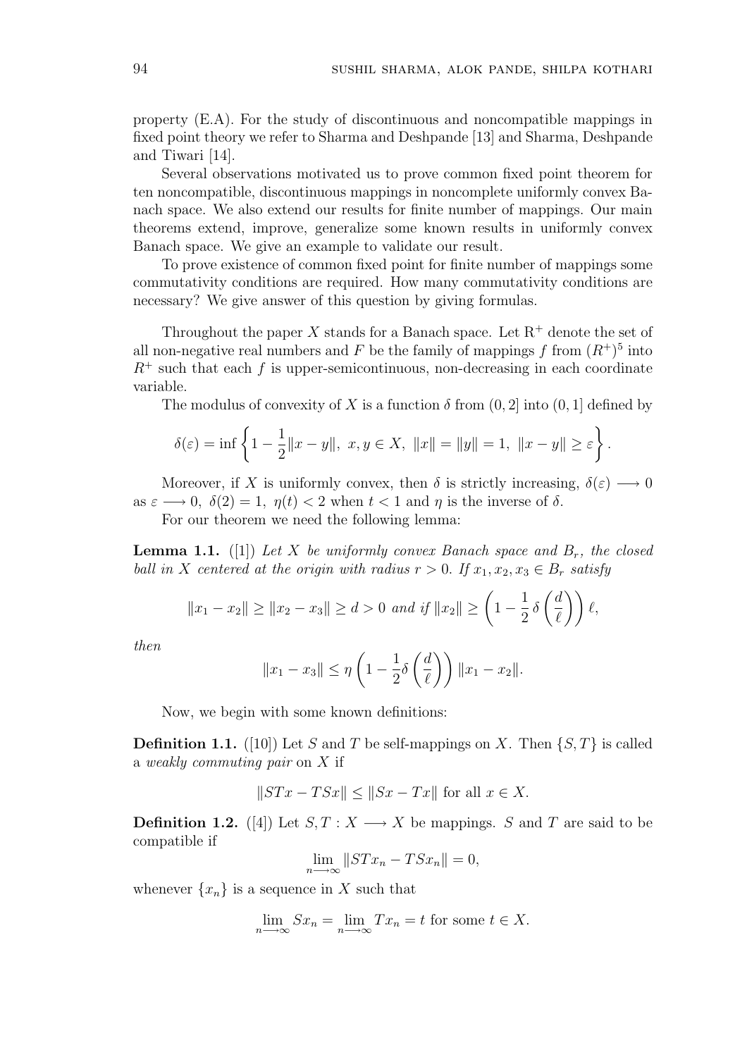property (E.A). For the study of discontinuous and noncompatible mappings in fixed point theory we refer to Sharma and Deshpande [13] and Sharma, Deshpande and Tiwari [14].

Several observations motivated us to prove common fixed point theorem for ten noncompatible, discontinuous mappings in noncomplete uniformly convex Banach space. We also extend our results for finite number of mappings. Our main theorems extend, improve, generalize some known results in uniformly convex Banach space. We give an example to validate our result.

To prove existence of common fixed point for finite number of mappings some commutativity conditions are required. How many commutativity conditions are necessary? We give answer of this question by giving formulas.

Throughout the paper $X$ stands for a Banach space. Let $\mathrm{R}^+$ denote the set of all non-negative real numbers and $F$ be the family of mappings $f$ from $(R^+)^5$ into $R^+$ such that each $f$ is upper-semicontinuous, non-decreasing in each coordinate variable.

The modulus of convexity of $X$ is a function $\delta$ from $(0, 2]$ into $(0, 1]$ defined by

$$\delta(\varepsilon) = \inf \left\{ 1 - \frac{1}{2}\|x - y\|,\ x, y \in X,\ \|x\| = \|y\| = 1,\ \|x - y\| \geq \varepsilon \right\}.$$

Moreover, if $X$ is uniformly convex, then $\delta$ is strictly increasing, $\delta(\varepsilon) \longrightarrow 0$ as $\varepsilon \longrightarrow 0$, $\delta(2) = 1$, $\eta(t) < 2$ when $t < 1$ and $\eta$ is the inverse of $\delta$.

For our theorem we need the following lemma:

**Lemma 1.1.** ([1]) *Let $X$ be uniformly convex Banach space and $B_r$, the closed ball in $X$ centered at the origin with radius $r > 0$. If $x_1, x_2, x_3 \in B_r$ satisfy*

$$\|x_1 - x_2\| \geq \|x_2 - x_3\| \geq d > 0 \text{ and if } \|x_2\| \geq \left(1 - \frac{1}{2}\,\delta\left(\frac{d}{\ell}\right)\right)\ell,$$

*then*

$$\|x_1 - x_3\| \leq \eta\left(1 - \frac{1}{2}\delta\left(\frac{d}{\ell}\right)\right)\|x_1 - x_2\|.$$

Now, we begin with some known definitions:

**Definition 1.1.** ([10]) Let $S$ and $T$ be self-mappings on $X$. Then $\{S, T\}$ is called a *weakly commuting pair* on $X$ if

$$\|STx - TSx\| \leq \|Sx - Tx\| \text{ for all } x \in X.$$

**Definition 1.2.** ([4]) Let $S, T : X \longrightarrow X$ be mappings. $S$ and $T$ are said to be compatible if

$$\lim_{n \longrightarrow \infty} \|STx_n - TSx_n\| = 0,$$

whenever $\{x_n\}$ is a sequence in $X$ such that

$$\lim_{n \longrightarrow \infty} Sx_n = \lim_{n \longrightarrow \infty} Tx_n = t \text{ for some } t \in X.$$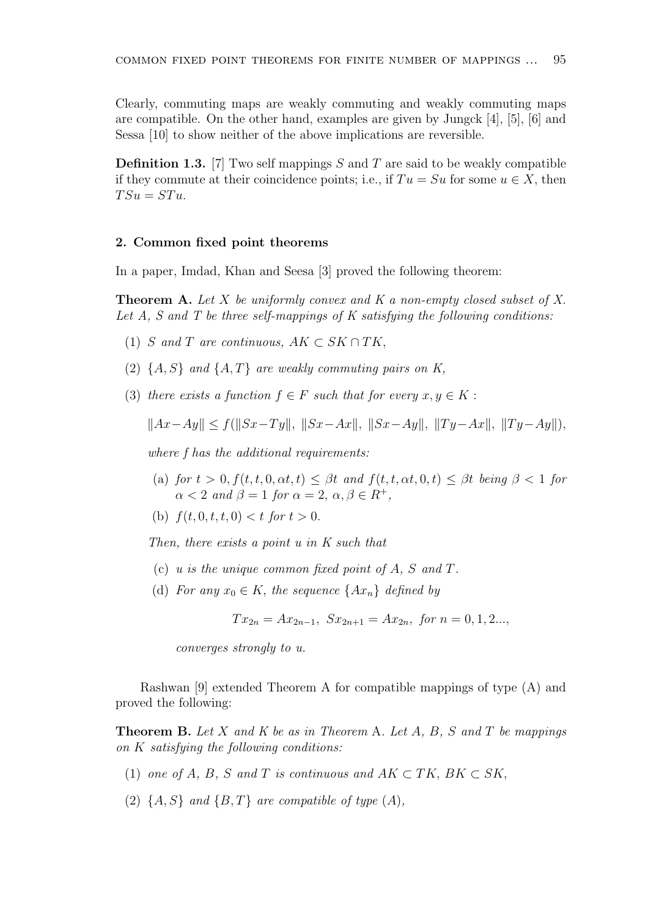Clearly, commuting maps are weakly commuting and weakly commuting maps are compatible. On the other hand, examples are given by Jungck [4], [5], [6] and Sessa [10] to show neither of the above implications are reversible.

**Definition 1.3.** [7] Two self mappings $S$ and $T$ are said to be weakly compatible if they commute at their coincidence points; i.e., if $Tu = Su$ for some $u \in X$, then $TSu = STu$.

## 2. Common fixed point theorems

In a paper, Imdad, Khan and Seesa [3] proved the following theorem:

**Theorem A.** *Let $X$ be uniformly convex and $K$ a non-empty closed subset of $X$. Let $A$, $S$ and $T$ be three self-mappings of $K$ satisfying the following conditions:*

(1) *$S$ and $T$ are continuous, $AK \subset SK \cap TK$,*

(2) *$\{A, S\}$ and $\{A, T\}$ are weakly commuting pairs on $K$,*

(3) *there exists a function $f \in F$ such that for every $x, y \in K$ :*

$$\|Ax - Ay\| \leq f(\|Sx - Ty\|,\ \|Sx - Ax\|,\ \|Sx - Ay\|,\ \|Ty - Ax\|,\ \|Ty - Ay\|),$$

*where $f$ has the additional requirements:*

  (a) *for $t > 0, f(t, t, 0, \alpha t, t) \leq \beta t$ and $f(t, t, \alpha t, 0, t) \leq \beta t$ being $\beta < 1$ for $\alpha < 2$ and $\beta = 1$ for $\alpha = 2$, $\alpha, \beta \in R^+$,*

  (b) *$f(t, 0, t, t, 0) < t$ for $t > 0$.*

*Then, there exists a point $u$ in $K$ such that*

  (c) *$u$ is the unique common fixed point of $A$, $S$ and $T$.*

  (d) *For any $x_0 \in K$, the sequence $\{Ax_n\}$ defined by*

$$Tx_{2n} = Ax_{2n-1},\ Sx_{2n+1} = Ax_{2n},\ \textit{for } n = 0, 1, 2...,$$

  *converges strongly to $u$.*

Rashwan [9] extended Theorem A for compatible mappings of type (A) and proved the following:

**Theorem B.** *Let $X$ and $K$ be as in Theorem A. Let $A$, $B$, $S$ and $T$ be mappings on $K$ satisfying the following conditions:*

(1) *one of $A$, $B$, $S$ and $T$ is continuous and $AK \subset TK$, $BK \subset SK$,*

(2) *$\{A, S\}$ and $\{B, T\}$ are compatible of type (A),*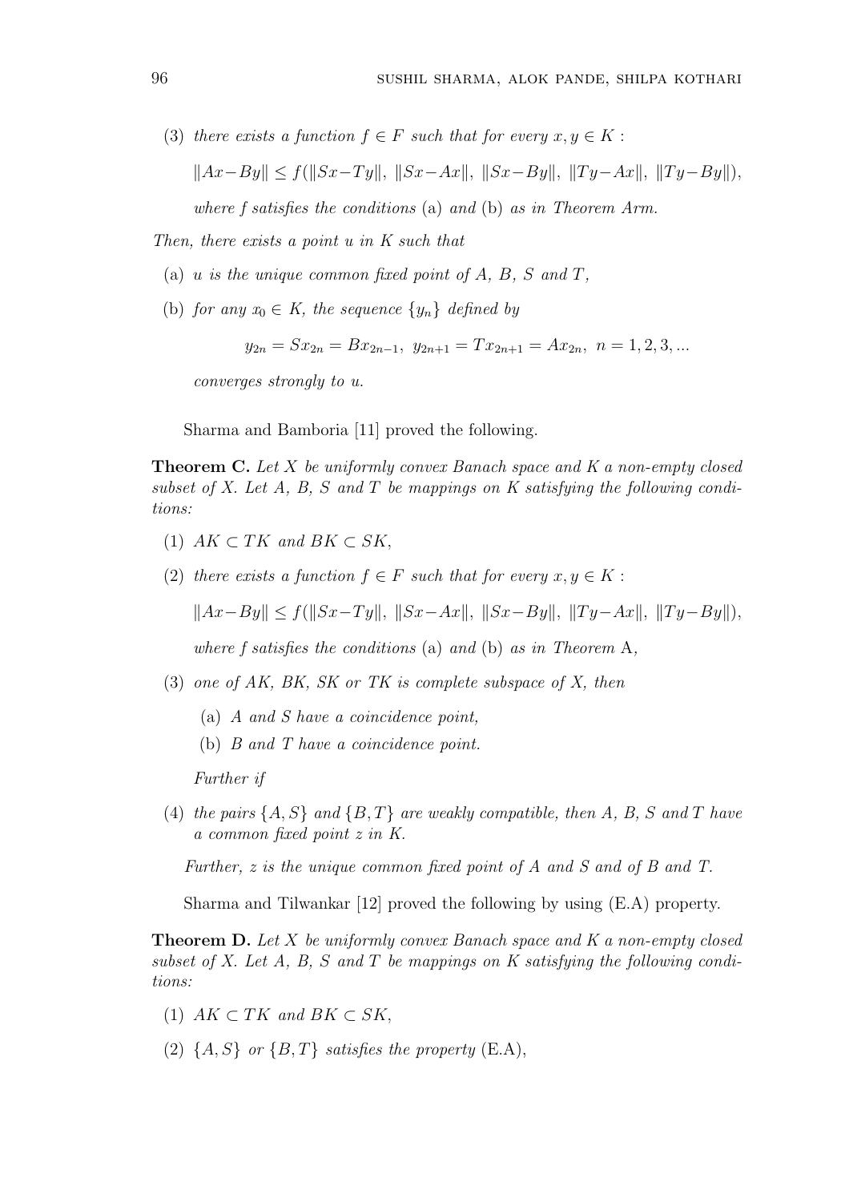(3) *there exists a function* $f \in F$ *such that for every* $x, y \in K$ *:*

$$\|Ax - By\| \le f(\|Sx - Ty\|,\ \|Sx - Ax\|,\ \|Sx - By\|,\ \|Ty - Ax\|,\ \|Ty - By\|),$$

*where f satisfies the conditions* (a) *and* (b) *as in Theorem Arm.*

*Then, there exists a point* $u$ *in* $K$ *such that*

(a) $u$ *is the unique common fixed point of* $A$, $B$, $S$ *and* $T$,

(b) *for any* $x_0 \in K$, *the sequence* $\{y_n\}$ *defined by*

$$y_{2n} = Sx_{2n} = Bx_{2n-1},\ y_{2n+1} = Tx_{2n+1} = Ax_{2n},\ n = 1, 2, 3, ...$$

*converges strongly to* $u$.

Sharma and Bamboria [11] proved the following.

**Theorem C.** *Let* $X$ *be uniformly convex Banach space and* $K$ *a non-empty closed subset of* $X$. *Let* $A$, $B$, $S$ *and* $T$ *be mappings on* $K$ *satisfying the following conditions:*

(1) $AK \subset TK$ *and* $BK \subset SK$,

(2) *there exists a function* $f \in F$ *such that for every* $x, y \in K$ *:*

$$\|Ax - By\| \le f(\|Sx - Ty\|,\ \|Sx - Ax\|,\ \|Sx - By\|,\ \|Ty - Ax\|,\ \|Ty - By\|),$$

*where f satisfies the conditions* (a) *and* (b) *as in Theorem* A,

(3) *one of* $AK$, $BK$, $SK$ *or* $TK$ *is complete subspace of* $X$, *then*

   (a) $A$ *and* $S$ *have a coincidence point,*

   (b) $B$ *and* $T$ *have a coincidence point.*

*Further if*

(4) *the pairs* $\{A, S\}$ *and* $\{B, T\}$ *are weakly compatible, then* $A$, $B$, $S$ *and* $T$ *have a common fixed point* $z$ *in* $K$.

*Further,* $z$ *is the unique common fixed point of* $A$ *and* $S$ *and of* $B$ *and* $T$.

Sharma and Tilwankar [12] proved the following by using (E.A) property.

**Theorem D.** *Let* $X$ *be uniformly convex Banach space and* $K$ *a non-empty closed subset of* $X$. *Let* $A$, $B$, $S$ *and* $T$ *be mappings on* $K$ *satisfying the following conditions:*

(1) $AK \subset TK$ *and* $BK \subset SK$,

(2) $\{A, S\}$ *or* $\{B, T\}$ *satisfies the property* (E.A),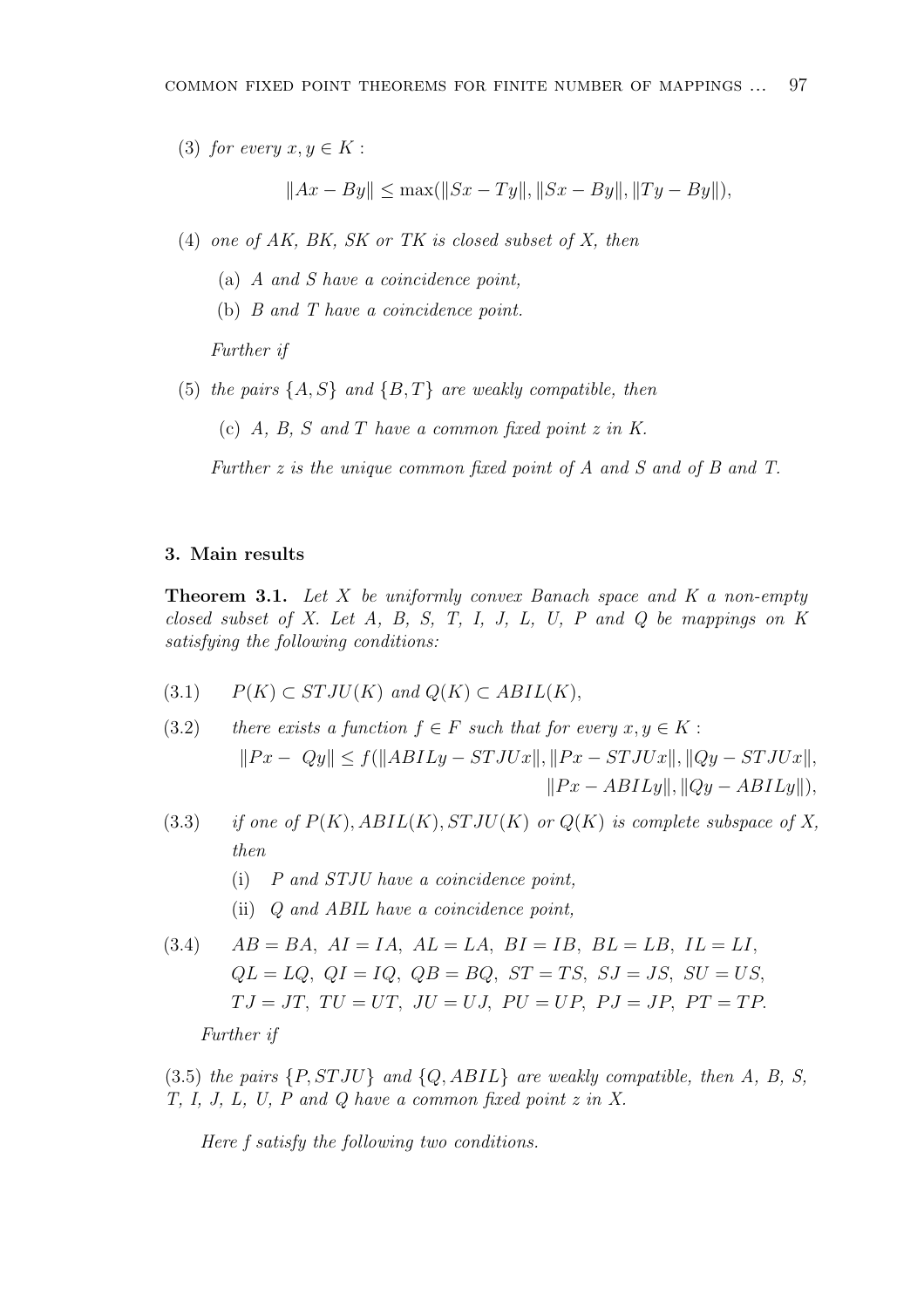(3) *for every* $x, y \in K$ :

$$\|Ax - By\| \leq \max(\|Sx - Ty\|, \|Sx - By\|, \|Ty - By\|),$$

(4) *one of* $AK$, $BK$, $SK$ *or* $TK$ *is closed subset of* $X$, *then*

(a) $A$ *and* $S$ *have a coincidence point,*

(b) $B$ *and* $T$ *have a coincidence point.*

*Further if*

(5) *the pairs* $\{A, S\}$ *and* $\{B, T\}$ *are weakly compatible, then*

(c) $A$, $B$, $S$ *and* $T$ *have a common fixed point* $z$ *in* $K$.

*Further* $z$ *is the unique common fixed point of* $A$ *and* $S$ *and of* $B$ *and* $T$.

## 3. Main results

**Theorem 3.1.** *Let* $X$ *be uniformly convex Banach space and* $K$ *a non-empty closed subset of* $X$. *Let* $A$, $B$, $S$, $T$, $I$, $J$, $L$, $U$, $P$ *and* $Q$ *be mappings on* $K$ *satisfying the following conditions:*

(3.1) $\quad P(K) \subset STJU(K)$ *and* $Q(K) \subset ABIL(K)$,

(3.2) $\quad$ *there exists a function* $f \in F$ *such that for every* $x, y \in K$ :

$$\|Px - Qy\| \leq f(\|ABILy - STJUx\|, \|Px - STJUx\|, \|Qy - STJUx\|, \|Px - ABILy\|, \|Qy - ABILy\|),$$

(3.3) $\quad$ *if one of* $P(K), ABIL(K), STJU(K)$ *or* $Q(K)$ *is complete subspace of* $X$, *then*

(i) $\quad P$ *and* $STJU$ *have a coincidence point,*

(ii) $\quad Q$ *and* $ABIL$ *have a coincidence point,*

(3.4) $\quad AB = BA,\ AI = IA,\ AL = LA,\ BI = IB,\ BL = LB,\ IL = LI,$
$QL = LQ,\ QI = IQ,\ QB = BQ,\ ST = TS,\ SJ = JS,\ SU = US,$
$TJ = JT,\ TU = UT,\ JU = UJ,\ PU = UP,\ PJ = JP,\ PT = TP.$

*Further if*

(3.5) *the pairs* $\{P, STJU\}$ *and* $\{Q, ABIL\}$ *are weakly compatible, then* $A$, $B$, $S$, $T$, $I$, $J$, $L$, $U$, $P$ *and* $Q$ *have a common fixed point* $z$ *in* $X$.

*Here* $f$ *satisfy the following two conditions.*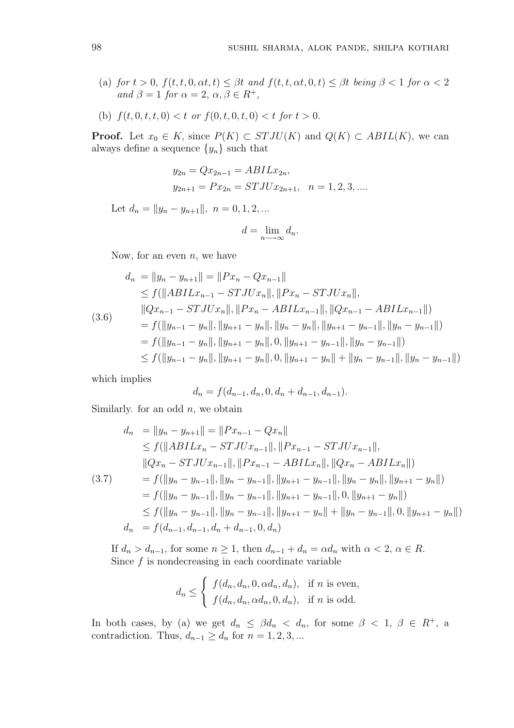(a) *for* $t > 0$, $f(t,t,0,\alpha t,t) \leq \beta t$ *and* $f(t,t,\alpha t,0,t) \leq \beta t$ *being* $\beta < 1$ *for* $\alpha < 2$ *and* $\beta = 1$ *for* $\alpha = 2$, $\alpha, \beta \in R^+$,

(b) $f(t,0,t,t,0) < t$ *or* $f(0,t,0,t,0) < t$ *for* $t > 0$.

**Proof.** Let $x_0 \in K$, since $P(K) \subset STJU(K)$ and $Q(K) \subset ABIL(K)$, we can always define a sequence $\{y_n\}$ such that

$$
\begin{aligned}
&y_{2n} = Qx_{2n-1} = ABILx_{2n}, \\
&y_{2n+1} = Px_{2n} = STJUx_{2n+1}, \quad n = 1,2,3,....
\end{aligned}
$$

Let $d_n = \|y_n - y_{n+1}\|$, $n = 0,1,2,...$

$$d = \lim_{n \longrightarrow \infty} d_n.$$

Now, for an even $n$, we have

$$
\begin{aligned}
d_n &= \|y_n - y_{n+1}\| = \|Px_n - Qx_{n-1}\| \\
&\leq f(\|ABILx_{n-1} - STJUx_n\|, \|Px_n - STJUx_n\|, \\
&\quad \|Qx_{n-1} - STJUx_n\|, \|Px_n - ABILx_{n-1}\|, \|Qx_{n-1} - ABILx_{n-1}\|) \\
&= f(\|y_{n-1} - y_n\|, \|y_{n+1} - y_n\|, \|y_n - y_n\|, \|y_{n+1} - y_{n-1}\|, \|y_n - y_{n-1}\|) \\
&= f(\|y_{n-1} - y_n\|, \|y_{n+1} - y_n\|, 0, \|y_{n+1} - y_{n-1}\|, \|y_n - y_{n-1}\|) \\
&\leq f(\|y_{n-1} - y_n\|, \|y_{n+1} - y_n\|, 0, \|y_{n+1} - y_n\| + \|y_n - y_{n-1}\|, \|y_n - y_{n-1}\|)
\end{aligned} \tag{3.6}
$$

which implies

$$d_n = f(d_{n-1}, d_n, 0, d_n + d_{n-1}, d_{n-1}).$$

Similarly. for an odd $n$, we obtain

$$
\begin{aligned}
d_n &= \|y_n - y_{n+1}\| = \|Px_{n-1} - Qx_n\| \\
&\leq f(\|ABILx_n - STJUx_{n-1}\|, \|Px_{n-1} - STJUx_{n-1}\|, \\
&\quad \|Qx_n - STJUx_{n-1}\|, \|Px_{n-1} - ABILx_n\|, \|Qx_n - ABILx_n\|) \\
&= f(\|y_n - y_{n-1}\|, \|y_n - y_{n-1}\|, \|y_{n+1} - y_{n-1}\|, \|y_n - y_n\|, \|y_{n+1} - y_n\|) \\
&= f(\|y_n - y_{n-1}\|, \|y_n - y_{n-1}\|, \|y_{n+1} - y_{n-1}\|, 0, \|y_{n+1} - y_n\|) \\
&\leq f(\|y_n - y_{n-1}\|, \|y_n - y_{n-1}\|, \|y_{n+1} - y_n\| + \|y_n - y_{n-1}\|, 0, \|y_{n+1} - y_n\|) \\
d_n &= f(d_{n-1}, d_{n-1}, d_n + d_{n-1}, 0, d_n)
\end{aligned} \tag{3.7}
$$

If $d_n > d_{n-1}$, for some $n \geq 1$, then $d_{n-1} + d_n = \alpha d_n$ with $\alpha < 2$, $\alpha \in R$. Since $f$ is nondecreasing in each coordinate variable

$$
d_n \leq \begin{cases} f(d_n, d_n, 0, \alpha d_n, d_n), & \text{if } n \text{ is even,} \\ f(d_n, d_n, \alpha d_n, 0, d_n), & \text{if } n \text{ is odd.} \end{cases}
$$

In both cases, by (a) we get $d_n \leq \beta d_n < d_n$, for some $\beta < 1$, $\beta \in R^+$, a contradiction. Thus, $d_{n-1} \geq d_n$ for $n = 1,2,3,...$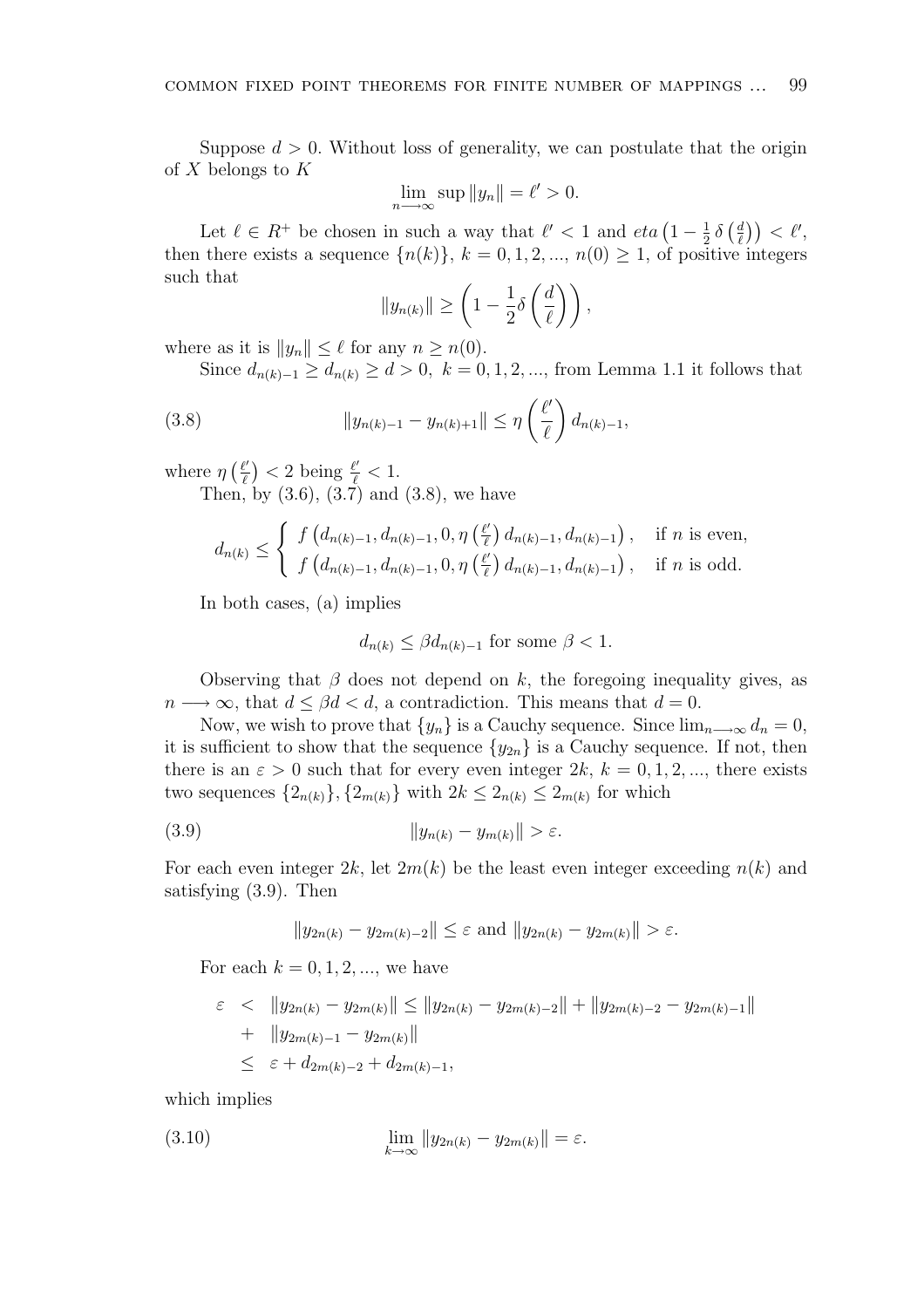Suppose $d > 0$. Without loss of generality, we can postulate that the origin of $X$ belongs to $K$

$$\lim_{n \longrightarrow \infty} \sup \|y_n\| = \ell' > 0.$$

Let $\ell \in R^+$ be chosen in such a way that $\ell' < 1$ and $eta\left(1 - \frac{1}{2}\,\delta\left(\frac{d}{\ell}\right)\right) < \ell'$, then there exists a sequence $\{n(k)\}$, $k = 0, 1, 2, ..., n(0) \geq 1$, of positive integers such that

$$\|y_{n(k)}\| \geq \left(1 - \frac{1}{2}\delta\left(\frac{d}{\ell}\right)\right),$$

where as it is $\|y_n\| \leq \ell$ for any $n \geq n(0)$.

Since $d_{n(k)-1} \geq d_{n(k)} \geq d > 0,\ k = 0, 1, 2, ...$, from Lemma 1.1 it follows that

$$\|y_{n(k)-1} - y_{n(k)+1}\| \leq \eta\left(\frac{\ell'}{\ell}\right) d_{n(k)-1}, \tag{3.8}$$

where $\eta\left(\frac{\ell'}{\ell}\right) < 2$ being $\frac{\ell'}{\ell} < 1$.

Then, by (3.6), (3.7) and (3.8), we have

$$d_{n(k)} \leq \begin{cases} f\left(d_{n(k)-1}, d_{n(k)-1}, 0, \eta\left(\frac{\ell'}{\ell}\right) d_{n(k)-1}, d_{n(k)-1}\right), & \text{if } n \text{ is even,} \\ f\left(d_{n(k)-1}, d_{n(k)-1}, 0, \eta\left(\frac{\ell'}{\ell}\right) d_{n(k)-1}, d_{n(k)-1}\right), & \text{if } n \text{ is odd.} \end{cases}$$

In both cases, (a) implies

$$d_{n(k)} \leq \beta d_{n(k)-1} \text{ for some } \beta < 1.$$

Observing that $\beta$ does not depend on $k$, the foregoing inequality gives, as $n \longrightarrow \infty$, that $d \leq \beta d < d$, a contradiction. This means that $d = 0$.

Now, we wish to prove that $\{y_n\}$ is a Cauchy sequence. Since $\lim_{n \longrightarrow \infty} d_n = 0$, it is sufficient to show that the sequence $\{y_{2n}\}$ is a Cauchy sequence. If not, then there is an $\varepsilon > 0$ such that for every even integer $2k$, $k = 0, 1, 2, ...$, there exists two sequences $\{2_{n(k)}\}, \{2_{m(k)}\}$ with $2k \leq 2_{n(k)} \leq 2_{m(k)}$ for which

$$\|y_{n(k)} - y_{m(k)}\| > \varepsilon. \tag{3.9}$$

For each even integer $2k$, let $2m(k)$ be the least even integer exceeding $n(k)$ and satisfying (3.9). Then

$$\|y_{2n(k)} - y_{2m(k)-2}\| \leq \varepsilon \text{ and } \|y_{2n(k)} - y_{2m(k)}\| > \varepsilon.$$

For each $k = 0, 1, 2, ...$, we have

$$\begin{aligned} \varepsilon &< \|y_{2n(k)} - y_{2m(k)}\| \leq \|y_{2n(k)} - y_{2m(k)-2}\| + \|y_{2m(k)-2} - y_{2m(k)-1}\| \\ &+ \|y_{2m(k)-1} - y_{2m(k)}\| \\ &\leq \varepsilon + d_{2m(k)-2} + d_{2m(k)-1}, \end{aligned}$$

which implies

$$\lim_{k \to \infty} \|y_{2n(k)} - y_{2m(k)}\| = \varepsilon. \tag{3.10}$$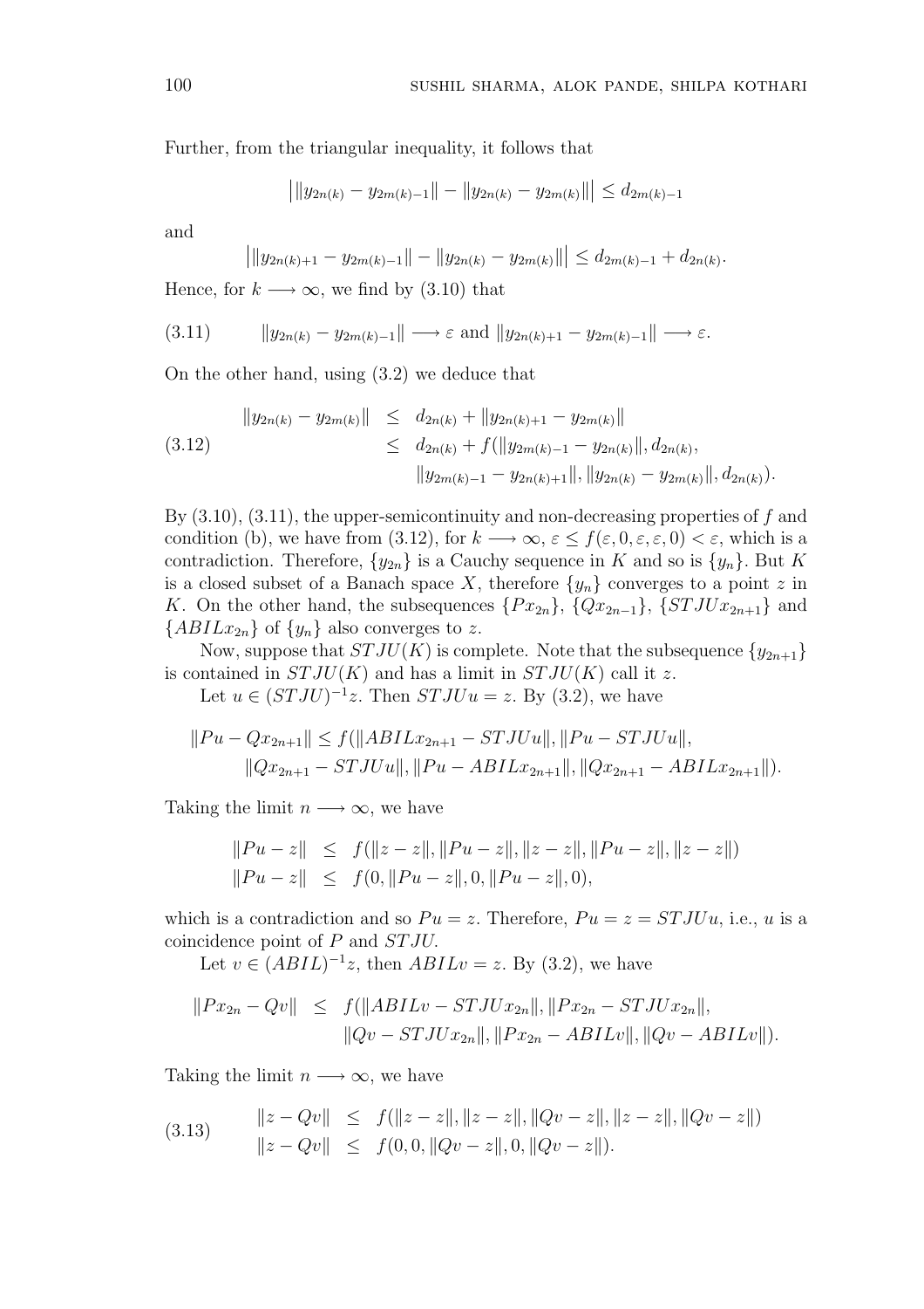Further, from the triangular inequality, it follows that

$$\left|\|y_{2n(k)} - y_{2m(k)-1}\| - \|y_{2n(k)} - y_{2m(k)}\|\right| \leq d_{2m(k)-1}$$

and

$$\left|\|y_{2n(k)+1} - y_{2m(k)-1}\| - \|y_{2n(k)} - y_{2m(k)}\|\right| \leq d_{2m(k)-1} + d_{2n(k)}.$$

Hence, for $k \longrightarrow \infty$, we find by (3.10) that

$$\|y_{2n(k)} - y_{2m(k)-1}\| \longrightarrow \varepsilon \text{ and } \|y_{2n(k)+1} - y_{2m(k)-1}\| \longrightarrow \varepsilon. \tag{3.11}$$

On the other hand, using (3.2) we deduce that

$$\begin{aligned} \|y_{2n(k)} - y_{2m(k)}\| &\leq d_{2n(k)} + \|y_{2n(k)+1} - y_{2m(k)}\| \\ &\leq d_{2n(k)} + f(\|y_{2m(k)-1} - y_{2n(k)}\|, d_{2n(k)}, \\ &\qquad \|y_{2m(k)-1} - y_{2n(k)+1}\|, \|y_{2n(k)} - y_{2m(k)}\|, d_{2n(k)}). \end{aligned} \tag{3.12}$$

By (3.10), (3.11), the upper-semicontinuity and non-decreasing properties of $f$ and condition (b), we have from (3.12), for $k \longrightarrow \infty$, $\varepsilon \leq f(\varepsilon, 0, \varepsilon, \varepsilon, 0) < \varepsilon$, which is a contradiction. Therefore, $\{y_{2n}\}$ is a Cauchy sequence in $K$ and so is $\{y_n\}$. But $K$ is a closed subset of a Banach space $X$, therefore $\{y_n\}$ converges to a point $z$ in $K$. On the other hand, the subsequences $\{Px_{2n}\}$, $\{Qx_{2n-1}\}$, $\{STJUx_{2n+1}\}$ and $\{ABILx_{2n}\}$ of $\{y_n\}$ also converges to $z$.

Now, suppose that $STJU(K)$ is complete. Note that the subsequence $\{y_{2n+1}\}$ is contained in $STJU(K)$ and has a limit in $STJU(K)$ call it $z$.

Let $u \in (STJU)^{-1}z$. Then $STJUu = z$. By (3.2), we have

$$\begin{aligned} \|Pu - Qx_{2n+1}\| \leq f(&\|ABILx_{2n+1} - STJUu\|, \|Pu - STJUu\|, \\ &\|Qx_{2n+1} - STJUu\|, \|Pu - ABILx_{2n+1}\|, \|Qx_{2n+1} - ABILx_{2n+1}\|). \end{aligned}$$

Taking the limit $n \longrightarrow \infty$, we have

$$\begin{aligned} \|Pu - z\| &\leq f(\|z - z\|, \|Pu - z\|, \|z - z\|, \|Pu - z\|, \|z - z\|) \\ \|Pu - z\| &\leq f(0, \|Pu - z\|, 0, \|Pu - z\|, 0), \end{aligned}$$

which is a contradiction and so $Pu = z$. Therefore, $Pu = z = STJUu$, i.e., $u$ is a coincidence point of $P$ and $STJU$.

Let $v \in (ABIL)^{-1}z$, then $ABILv = z$. By (3.2), we have

$$\begin{aligned} \|Px_{2n} - Qv\| \leq\ & f(\|ABILv - STJUx_{2n}\|, \|Px_{2n} - STJUx_{2n}\|, \\ &\|Qv - STJUx_{2n}\|, \|Px_{2n} - ABILv\|, \|Qv - ABILv\|). \end{aligned}$$

Taking the limit $n \longrightarrow \infty$, we have

$$\begin{aligned} \|z - Qv\| &\leq f(\|z - z\|, \|z - z\|, \|Qv - z\|, \|z - z\|, \|Qv - z\|) \\ \|z - Qv\| &\leq f(0, 0, \|Qv - z\|, 0, \|Qv - z\|). \end{aligned} \tag{3.13}$$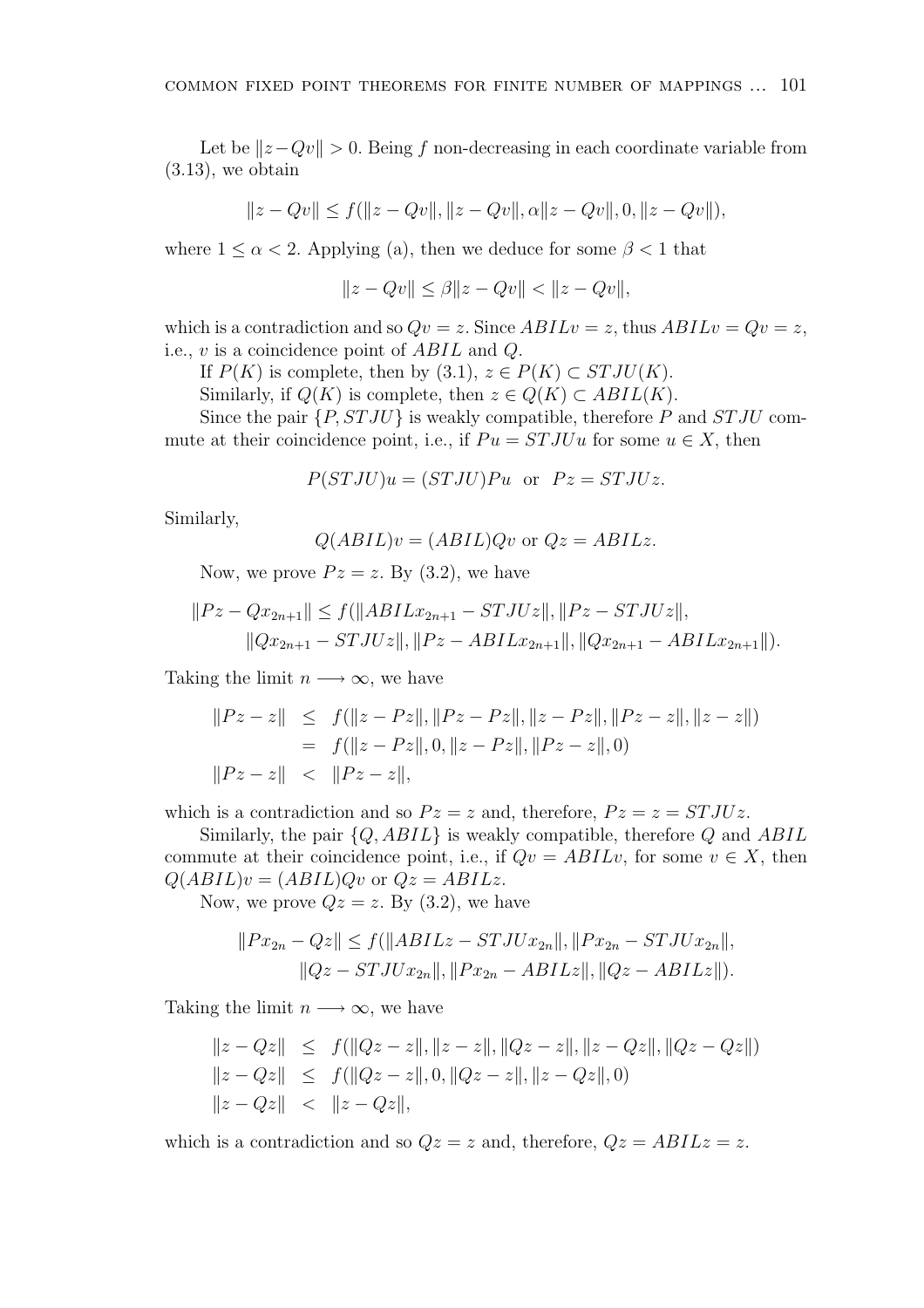Let be $\|z-Qv\| > 0$. Being $f$ non-decreasing in each coordinate variable from (3.13), we obtain

$$\|z-Qv\| \leq f(\|z-Qv\|, \|z-Qv\|, \alpha\|z-Qv\|, 0, \|z-Qv\|),$$

where $1 \leq \alpha < 2$. Applying (a), then we deduce for some $\beta < 1$ that

$$\|z-Qv\| \leq \beta\|z-Qv\| < \|z-Qv\|,$$

which is a contradiction and so $Qv = z$. Since $ABILv = z$, thus $ABILv = Qv = z$, i.e., $v$ is a coincidence point of $ABIL$ and $Q$.

If $P(K)$ is complete, then by (3.1), $z \in P(K) \subset STJU(K)$.

Similarly, if $Q(K)$ is complete, then $z \in Q(K) \subset ABIL(K)$.

Since the pair $\{P, STJU\}$ is weakly compatible, therefore $P$ and $STJU$ commute at their coincidence point, i.e., if $Pu = STJUu$ for some $u \in X$, then

$$P(STJU)u = (STJU)Pu \quad \text{or} \quad Pz = STJUz.$$

Similarly,

$$Q(ABIL)v = (ABIL)Qv \text{ or } Qz = ABILz.$$

Now, we prove $Pz = z$. By (3.2), we have

$$\begin{aligned}\|Pz - Qx_{2n+1}\| \leq f(&\|ABILx_{2n+1} - STJUz\|, \|Pz - STJUz\|,\\ &\|Qx_{2n+1} - STJUz\|, \|Pz - ABILx_{2n+1}\|, \|Qx_{2n+1} - ABILx_{2n+1}\|).\end{aligned}$$

Taking the limit $n \longrightarrow \infty$, we have

$$\begin{aligned}\|Pz - z\| &\leq f(\|z - Pz\|, \|Pz - Pz\|, \|z - Pz\|, \|Pz - z\|, \|z - z\|)\\ &= f(\|z - Pz\|, 0, \|z - Pz\|, \|Pz - z\|, 0)\\ \|Pz - z\| &< \|Pz - z\|,\end{aligned}$$

which is a contradiction and so $Pz = z$ and, therefore, $Pz = z = STJUz$.

Similarly, the pair $\{Q, ABIL\}$ is weakly compatible, therefore $Q$ and $ABIL$ commute at their coincidence point, i.e., if $Qv = ABILv$, for some $v \in X$, then $Q(ABIL)v = (ABIL)Qv$ or $Qz = ABILz$.

Now, we prove $Qz = z$. By (3.2), we have

$$\begin{aligned}\|Px_{2n} - Qz\| \leq f(&\|ABILz - STJUx_{2n}\|, \|Px_{2n} - STJUx_{2n}\|,\\ &\|Qz - STJUx_{2n}\|, \|Px_{2n} - ABILz\|, \|Qz - ABILz\|).\end{aligned}$$

Taking the limit $n \longrightarrow \infty$, we have

$$\begin{aligned}\|z - Qz\| &\leq f(\|Qz - z\|, \|z - z\|, \|Qz - z\|, \|z - Qz\|, \|Qz - Qz\|)\\ \|z - Qz\| &\leq f(\|Qz - z\|, 0, \|Qz - z\|, \|z - Qz\|, 0)\\ \|z - Qz\| &< \|z - Qz\|,\end{aligned}$$

which is a contradiction and so $Qz = z$ and, therefore, $Qz = ABILz = z$.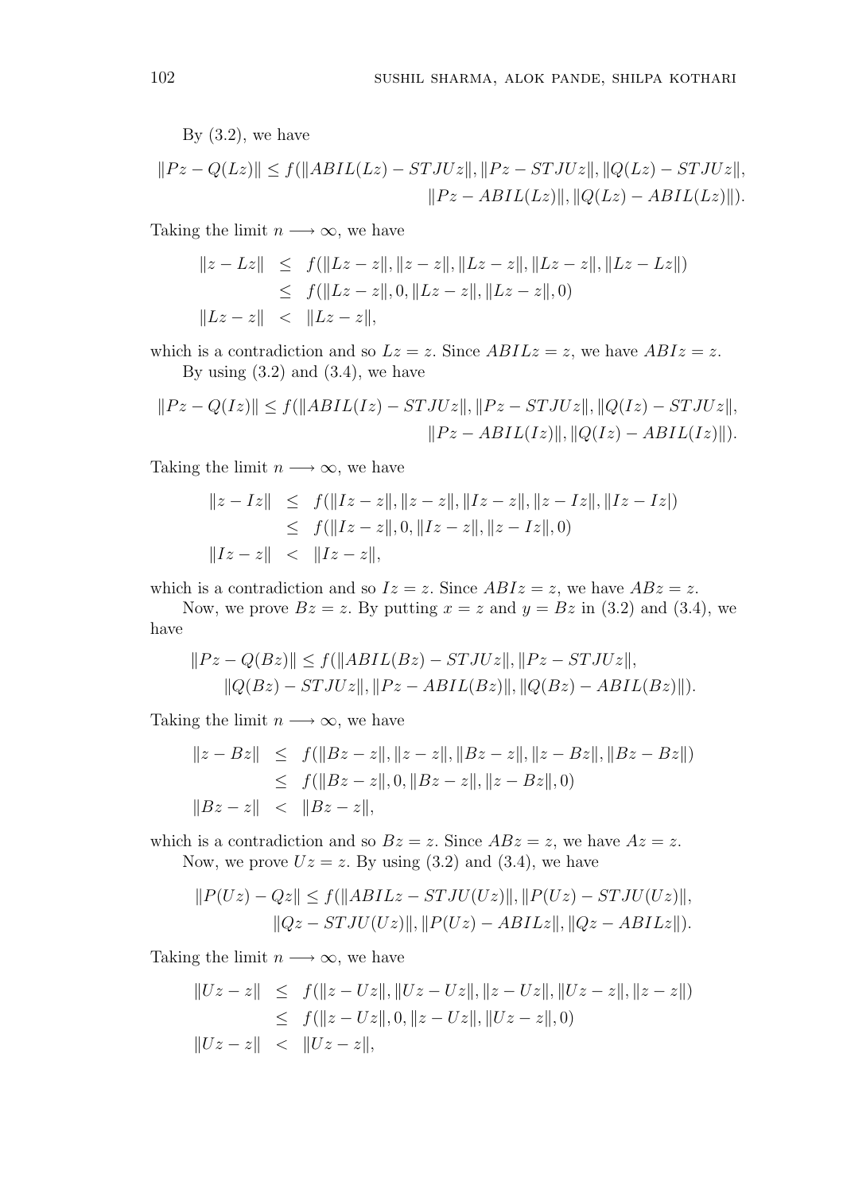By (3.2), we have

$$\|Pz - Q(Lz)\| \leq f(\|ABIL(Lz) - STJUz\|, \|Pz - STJUz\|, \|Q(Lz) - STJUz\|, \|Pz - ABIL(Lz)\|, \|Q(Lz) - ABIL(Lz)\|).$$

Taking the limit $n \longrightarrow \infty$, we have

$$\begin{aligned}
\|z - Lz\| &\leq f(\|Lz - z\|, \|z - z\|, \|Lz - z\|, \|Lz - z\|, \|Lz - Lz\|) \\
&\leq f(\|Lz - z\|, 0, \|Lz - z\|, \|Lz - z\|, 0) \\
\|Lz - z\| &< \|Lz - z\|,
\end{aligned}$$

which is a contradiction and so $Lz = z$. Since $ABILz = z$, we have $ABIz = z$.

By using (3.2) and (3.4), we have

$$\|Pz - Q(Iz)\| \leq f(\|ABIL(Iz) - STJUz\|, \|Pz - STJUz\|, \|Q(Iz) - STJUz\|, \|Pz - ABIL(Iz)\|, \|Q(Iz) - ABIL(Iz)\|).$$

Taking the limit $n \longrightarrow \infty$, we have

$$\begin{aligned}
\|z - Iz\| &\leq f(\|Iz - z\|, \|z - z\|, \|Iz - z\|, \|z - Iz\|, \|Iz - Iz|) \\
&\leq f(\|Iz - z\|, 0, \|Iz - z\|, \|z - Iz\|, 0) \\
\|Iz - z\| &< \|Iz - z\|,
\end{aligned}$$

which is a contradiction and so $Iz = z$. Since $ABIz = z$, we have $ABz = z$.

Now, we prove $Bz = z$. By putting $x = z$ and $y = Bz$ in (3.2) and (3.4), we have

$$\|Pz - Q(Bz)\| \leq f(\|ABIL(Bz) - STJUz\|, \|Pz - STJUz\|, \|Q(Bz) - STJUz\|, \|Pz - ABIL(Bz)\|, \|Q(Bz) - ABIL(Bz)\|).$$

Taking the limit $n \longrightarrow \infty$, we have

$$\begin{aligned}
\|z - Bz\| &\leq f(\|Bz - z\|, \|z - z\|, \|Bz - z\|, \|z - Bz\|, \|Bz - Bz\|) \\
&\leq f(\|Bz - z\|, 0, \|Bz - z\|, \|z - Bz\|, 0) \\
\|Bz - z\| &< \|Bz - z\|,
\end{aligned}$$

which is a contradiction and so $Bz = z$. Since $ABz = z$, we have $Az = z$.

Now, we prove $Uz = z$. By using (3.2) and (3.4), we have

$$\|P(Uz) - Qz\| \leq f(\|ABILz - STJU(Uz)\|, \|P(Uz) - STJU(Uz)\|, \|Qz - STJU(Uz)\|, \|P(Uz) - ABILz\|, \|Qz - ABILz\|).$$

Taking the limit $n \longrightarrow \infty$, we have

$$\begin{aligned}
\|Uz - z\| &\leq f(\|z - Uz\|, \|Uz - Uz\|, \|z - Uz\|, \|Uz - z\|, \|z - z\|) \\
&\leq f(\|z - Uz\|, 0, \|z - Uz\|, \|Uz - z\|, 0) \\
\|Uz - z\| &< \|Uz - z\|,
\end{aligned}$$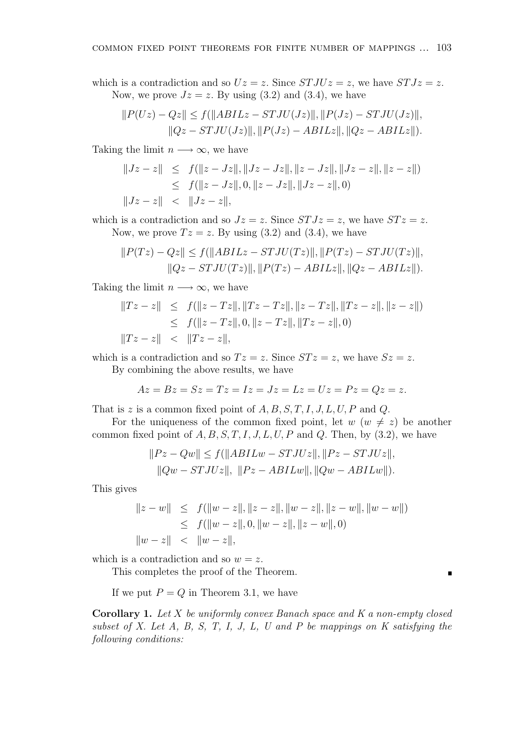which is a contradiction and so $Uz = z$. Since $STJUz = z$, we have $STJz = z$.

Now, we prove $Jz = z$. By using (3.2) and (3.4), we have

$$\|P(Uz) - Qz\| \leq f(\|ABILz - STJU(Jz)\|, \|P(Jz) - STJU(Jz)\|,$$
$$\|Qz - STJU(Jz)\|, \|P(Jz) - ABILz\|, \|Qz - ABILz\|).$$

Taking the limit $n \longrightarrow \infty$, we have

$$\begin{aligned}
\|Jz - z\| &\leq f(\|z - Jz\|, \|Jz - Jz\|, \|z - Jz\|, \|Jz - z\|, \|z - z\|) \\
&\leq f(\|z - Jz\|, 0, \|z - Jz\|, \|Jz - z\|, 0) \\
\|Jz - z\| &< \|Jz - z\|,
\end{aligned}$$

which is a contradiction and so $Jz = z$. Since $STJz = z$, we have $STz = z$.

Now, we prove $Tz = z$. By using (3.2) and (3.4), we have

$$\|P(Tz) - Qz\| \leq f(\|ABILz - STJU(Tz)\|, \|P(Tz) - STJU(Tz)\|,$$
$$\|Qz - STJU(Tz)\|, \|P(Tz) - ABILz\|, \|Qz - ABILz\|).$$

Taking the limit $n \longrightarrow \infty$, we have

$$\begin{aligned}
\|Tz - z\| &\leq f(\|z - Tz\|, \|Tz - Tz\|, \|z - Tz\|, \|Tz - z\|, \|z - z\|) \\
&\leq f(\|z - Tz\|, 0, \|z - Tz\|, \|Tz - z\|, 0) \\
\|Tz - z\| &< \|Tz - z\|,
\end{aligned}$$

which is a contradiction and so $Tz = z$. Since $STz = z$, we have $Sz = z$.

By combining the above results, we have

$$Az = Bz = Sz = Tz = Iz = Jz = Lz = Uz = Pz = Qz = z.$$

That is $z$ is a common fixed point of $A, B, S, T, I, J, L, U, P$ and $Q$.

For the uniqueness of the common fixed point, let $w$ ($w \neq z$) be another common fixed point of $A, B, S, T, I, J, L, U, P$ and $Q$. Then, by (3.2), we have

$$\|Pz - Qw\| \leq f(\|ABILw - STJUz\|, \|Pz - STJUz\|,$$
$$\|Qw - STJUz\|, \ \|Pz - ABILw\|, \|Qw - ABILw\|).$$

This gives

$$\begin{aligned}
\|z - w\| &\leq f(\|w - z\|, \|z - z\|, \|w - z\|, \|z - w\|, \|w - w\|) \\
&\leq f(\|w - z\|, 0, \|w - z\|, \|z - w\|, 0) \\
\|w - z\| &< \|w - z\|,
\end{aligned}$$

which is a contradiction and so $w = z$.

This completes the proof of the Theorem. ∎

If we put $P = Q$ in Theorem 3.1, we have

**Corollary 1.** *Let $X$ be uniformly convex Banach space and $K$ a non-empty closed subset of $X$. Let $A$, $B$, $S$, $T$, $I$, $J$, $L$, $U$ and $P$ be mappings on $K$ satisfying the following conditions:*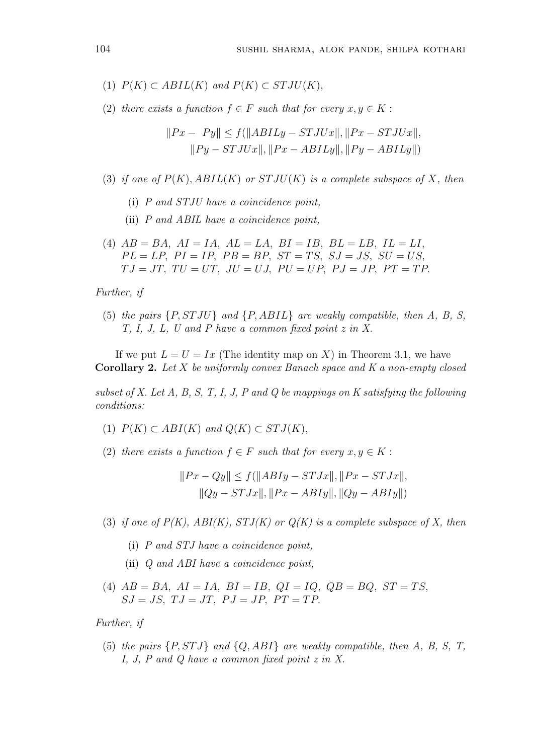(1) $P(K) \subset ABIL(K)$ *and* $P(K) \subset STJU(K)$,

(2) *there exists a function* $f \in F$ *such that for every* $x, y \in K$ :

$$\|Px - Py\| \leq f(\|ABILy - STJUx\|, \|Px - STJUx\|, \|Py - STJUx\|, \|Px - ABILy\|, \|Py - ABILy\|)$$

(3) *if one of* $P(K), ABIL(K)$ *or* $STJU(K)$ *is a complete subspace of* $X$*, then*

   (i) $P$ *and* $STJU$ *have a coincidence point,*

   (ii) $P$ *and* $ABIL$ *have a coincidence point,*

(4) $AB = BA,\ AI = IA,\ AL = LA,\ BI = IB,\ BL = LB,\ IL = LI,$ $PL = LP,\ PI = IP,\ PB = BP,\ ST = TS,\ SJ = JS,\ SU = US,$ $TJ = JT,\ TU = UT,\ JU = UJ,\ PU = UP,\ PJ = JP,\ PT = TP.$

*Further, if*

(5) *the pairs* $\{P, STJU\}$ *and* $\{P, ABIL\}$ *are weakly compatible, then A, B, S, T, I, J, L, U and P have a common fixed point z in X.*

If we put $L = U = Ix$ (The identity map on $X$) in Theorem 3.1, we have

**Corollary 2.** *Let X be uniformly convex Banach space and K a non-empty closed subset of X. Let A, B, S, T, I, J, P and Q be mappings on K satisfying the following conditions:*

(1) $P(K) \subset ABI(K)$ *and* $Q(K) \subset STJ(K)$,

(2) *there exists a function* $f \in F$ *such that for every* $x, y \in K$ :

$$\|Px - Qy\| \leq f(\|ABIy - STJx\|, \|Px - STJx\|, \|Qy - STJx\|, \|Px - ABIy\|, \|Qy - ABIy\|)$$

(3) *if one of P(K), ABI(K), STJ(K) or Q(K) is a complete subspace of X, then*

   (i) $P$ *and* $STJ$ *have a coincidence point,*

   (ii) $Q$ *and* $ABI$ *have a coincidence point,*

(4) $AB = BA,\ AI = IA,\ BI = IB,\ QI = IQ,\ QB = BQ,\ ST = TS,$ $SJ = JS,\ TJ = JT,\ PJ = JP,\ PT = TP.$

*Further, if*

(5) *the pairs* $\{P, STJ\}$ *and* $\{Q, ABI\}$ *are weakly compatible, then A, B, S, T, I, J, P and Q have a common fixed point z in X.*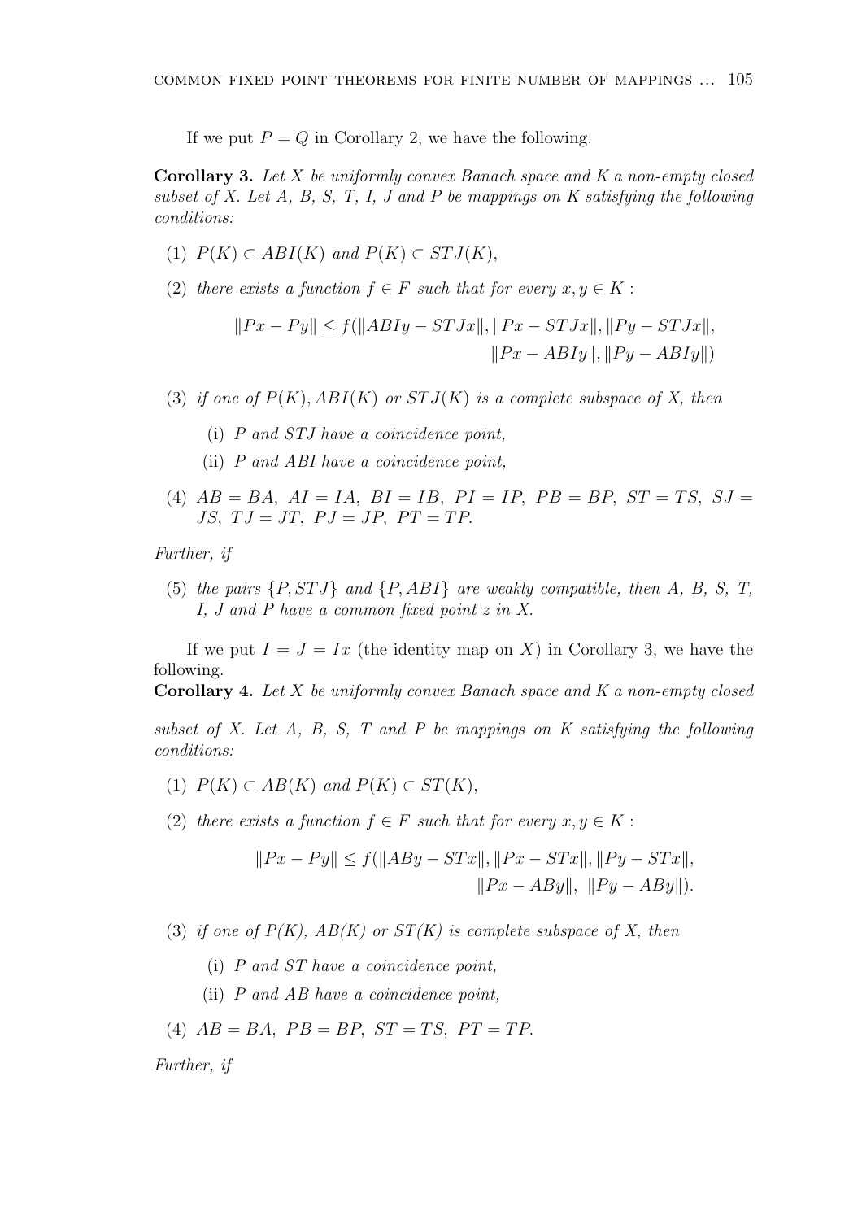If we put $P = Q$ in Corollary 2, we have the following.

**Corollary 3.** *Let $X$ be uniformly convex Banach space and $K$ a non-empty closed subset of $X$. Let $A$, $B$, $S$, $T$, $I$, $J$ and $P$ be mappings on $K$ satisfying the following conditions:*

(1) $P(K) \subset ABI(K)$ *and* $P(K) \subset STJ(K)$,

(2) *there exists a function $f \in F$ such that for every $x, y \in K$ :*

$$\|Px - Py\| \leq f(\|ABIy - STJx\|, \|Px - STJx\|, \|Py - STJx\|, \|Px - ABIy\|, \|Py - ABIy\|)$$

(3) *if one of $P(K)$, $ABI(K)$ or $STJ(K)$ is a complete subspace of $X$, then*

  (i) *$P$ and $STJ$ have a coincidence point,*

  (ii) *$P$ and $ABI$ have a coincidence point,*

(4) $AB = BA,\ AI = IA,\ BI = IB,\ PI = IP,\ PB = BP,\ ST = TS,\ SJ = JS,\ TJ = JT,\ PJ = JP,\ PT = TP.$

*Further, if*

(5) *the pairs $\{P, STJ\}$ and $\{P, ABI\}$ are weakly compatible, then $A$, $B$, $S$, $T$, $I$, $J$ and $P$ have a common fixed point $z$ in $X$.*

If we put $I = J = Ix$ (the identity map on $X$) in Corollary 3, we have the following.

**Corollary 4.** *Let $X$ be uniformly convex Banach space and $K$ a non-empty closed subset of $X$. Let $A$, $B$, $S$, $T$ and $P$ be mappings on $K$ satisfying the following conditions:*

(1) $P(K) \subset AB(K)$ *and* $P(K) \subset ST(K)$,

(2) *there exists a function $f \in F$ such that for every $x, y \in K$ :*

$$\|Px - Py\| \leq f(\|ABy - STx\|, \|Px - STx\|, \|Py - STx\|, \|Px - ABy\|, \ \|Py - ABy\|).$$

(3) *if one of $P(K)$, $AB(K)$ or $ST(K)$ is complete subspace of $X$, then*

  (i) *$P$ and $ST$ have a coincidence point,*

  (ii) *$P$ and $AB$ have a coincidence point,*

(4) $AB = BA,\ PB = BP,\ ST = TS,\ PT = TP.$

*Further, if*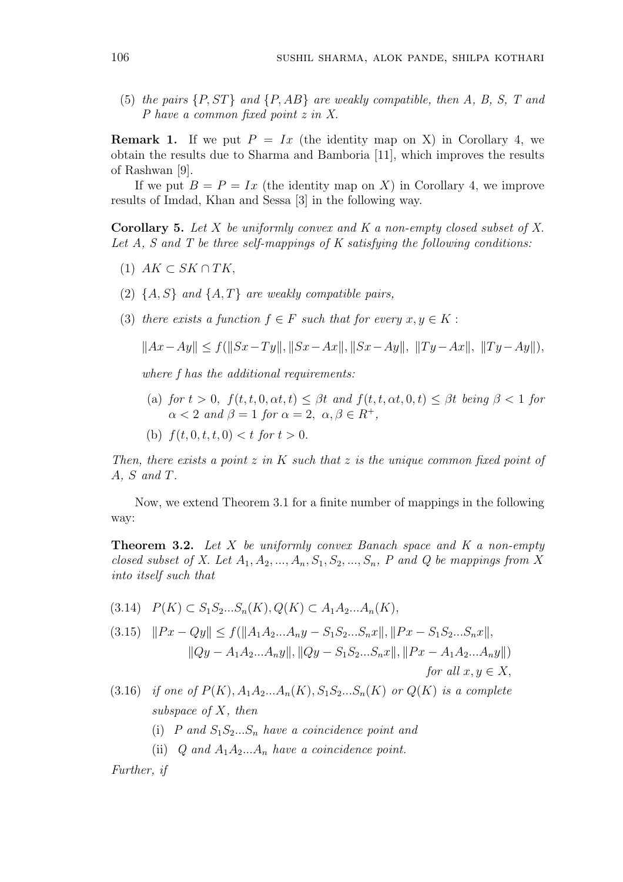(5) *the pairs* $\{P, ST\}$ *and* $\{P, AB\}$ *are weakly compatible, then* $A$, $B$, $S$, $T$ *and* $P$ *have a common fixed point* $z$ *in* $X$.

**Remark 1.** If we put $P = Ix$ (the identity map on X) in Corollary 4, we obtain the results due to Sharma and Bamboria [11], which improves the results of Rashwan [9].

If we put $B = P = Ix$ (the identity map on $X$) in Corollary 4, we improve results of Imdad, Khan and Sessa [3] in the following way.

**Corollary 5.** *Let* $X$ *be uniformly convex and* $K$ *a non-empty closed subset of* $X$. *Let* $A$, $S$ *and* $T$ *be three self-mappings of* $K$ *satisfying the following conditions:*

(1) $AK \subset SK \cap TK$,

(2) $\{A, S\}$ *and* $\{A, T\}$ *are weakly compatible pairs,*

(3) *there exists a function* $f \in F$ *such that for every* $x, y \in K$ :

$$\|Ax - Ay\| \leq f(\|Sx - Ty\|, \|Sx - Ax\|, \|Sx - Ay\|,\ \|Ty - Ax\|,\ \|Ty - Ay\|),$$

*where* $f$ *has the additional requirements:*

(a) *for* $t > 0$, $f(t, t, 0, \alpha t, t) \leq \beta t$ *and* $f(t, t, \alpha t, 0, t) \leq \beta t$ *being* $\beta < 1$ *for* $\alpha < 2$ *and* $\beta = 1$ *for* $\alpha = 2$, $\alpha, \beta \in R^+$,

(b) $f(t, 0, t, t, 0) < t$ *for* $t > 0$.

*Then, there exists a point* $z$ *in* $K$ *such that* $z$ *is the unique common fixed point of* $A$, $S$ *and* $T$.

Now, we extend Theorem 3.1 for a finite number of mappings in the following way:

**Theorem 3.2.** *Let* $X$ *be uniformly convex Banach space and* $K$ *a non-empty closed subset of* $X$. *Let* $A_1, A_2, ..., A_n, S_1, S_2, ..., S_n$, $P$ *and* $Q$ *be mappings from* $X$ *into itself such that*

(3.14) $P(K) \subset S_1S_2...S_n(K), Q(K) \subset A_1A_2...A_n(K)$,

(3.15) $$\|Px - Qy\| \leq f(\|A_1A_2...A_ny - S_1S_2...S_nx\|, \|Px - S_1S_2...S_nx\|, \|Qy - A_1A_2...A_ny\|, \|Qy - S_1S_2...S_nx\|, \|Px - A_1A_2...A_ny\|)$$ *for all* $x, y \in X$,

(3.16) *if one of* $P(K), A_1A_2...A_n(K), S_1S_2...S_n(K)$ *or* $Q(K)$ *is a complete subspace of* $X$, *then*

(i) $P$ *and* $S_1S_2...S_n$ *have a coincidence point and*

(ii) $Q$ *and* $A_1A_2...A_n$ *have a coincidence point.*

*Further, if*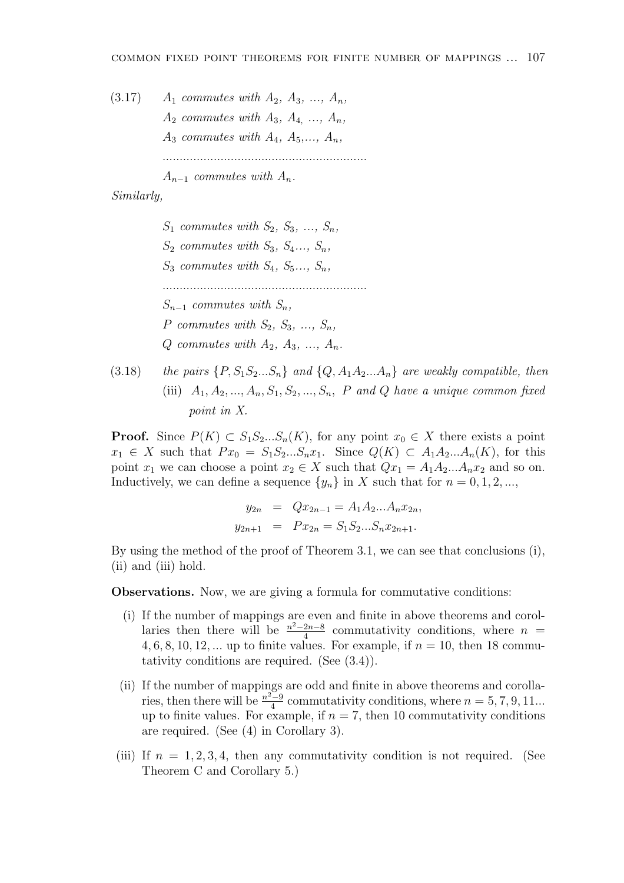(3.17) $\quad$ *$A_1$ commutes with $A_2$, $A_3$, ..., $A_n$,*
*$A_2$ commutes with $A_3$, $A_4$, ..., $A_n$,*
*$A_3$ commutes with $A_4$, $A_5$,..., $A_n$,*
............................................................
*$A_{n-1}$ commutes with $A_n$.*

*Similarly,*

*$S_1$ commutes with $S_2$, $S_3$, ..., $S_n$,*
*$S_2$ commutes with $S_3$, $S_4$..., $S_n$,*
*$S_3$ commutes with $S_4$, $S_5$..., $S_n$,*
............................................................
*$S_{n-1}$ commutes with $S_n$,*
*$P$ commutes with $S_2$, $S_3$, ..., $S_n$,*
*$Q$ commutes with $A_2$, $A_3$, ..., $A_n$.*

(3.18) $\quad$ *the pairs $\{P, S_1S_2...S_n\}$ and $\{Q, A_1A_2...A_n\}$ are weakly compatible, then*

(iii) *$A_1, A_2, ..., A_n, S_1, S_2, ..., S_n$, $P$ and $Q$ have a unique common fixed point in $X$.*

**Proof.** Since $P(K) \subset S_1S_2...S_n(K)$, for any point $x_0 \in X$ there exists a point $x_1 \in X$ such that $Px_0 = S_1S_2...S_nx_1$. Since $Q(K) \subset A_1A_2...A_n(K)$, for this point $x_1$ we can choose a point $x_2 \in X$ such that $Qx_1 = A_1A_2...A_nx_2$ and so on. Inductively, we can define a sequence $\{y_n\}$ in $X$ such that for $n = 0, 1, 2, ...$,

$$\begin{aligned} y_{2n} &= Qx_{2n-1} = A_1A_2...A_nx_{2n}, \\ y_{2n+1} &= Px_{2n} = S_1S_2...S_nx_{2n+1}. \end{aligned}$$

By using the method of the proof of Theorem 3.1, we can see that conclusions (i), (ii) and (iii) hold.

**Observations.** Now, we are giving a formula for commutative conditions:

(i) If the number of mappings are even and finite in above theorems and corollaries then there will be $\frac{n^2-2n-8}{4}$ commutativity conditions, where $n = 4, 6, 8, 10, 12, ...$ up to finite values. For example, if $n = 10$, then 18 commutativity conditions are required. (See (3.4)).

(ii) If the number of mappings are odd and finite in above theorems and corollaries, then there will be $\frac{n^2-9}{4}$ commutativity conditions, where $n = 5, 7, 9, 11...$ up to finite values. For example, if $n = 7$, then 10 commutativity conditions are required. (See (4) in Corollary 3).

(iii) If $n = 1, 2, 3, 4$, then any commutativity condition is not required. (See Theorem C and Corollary 5.)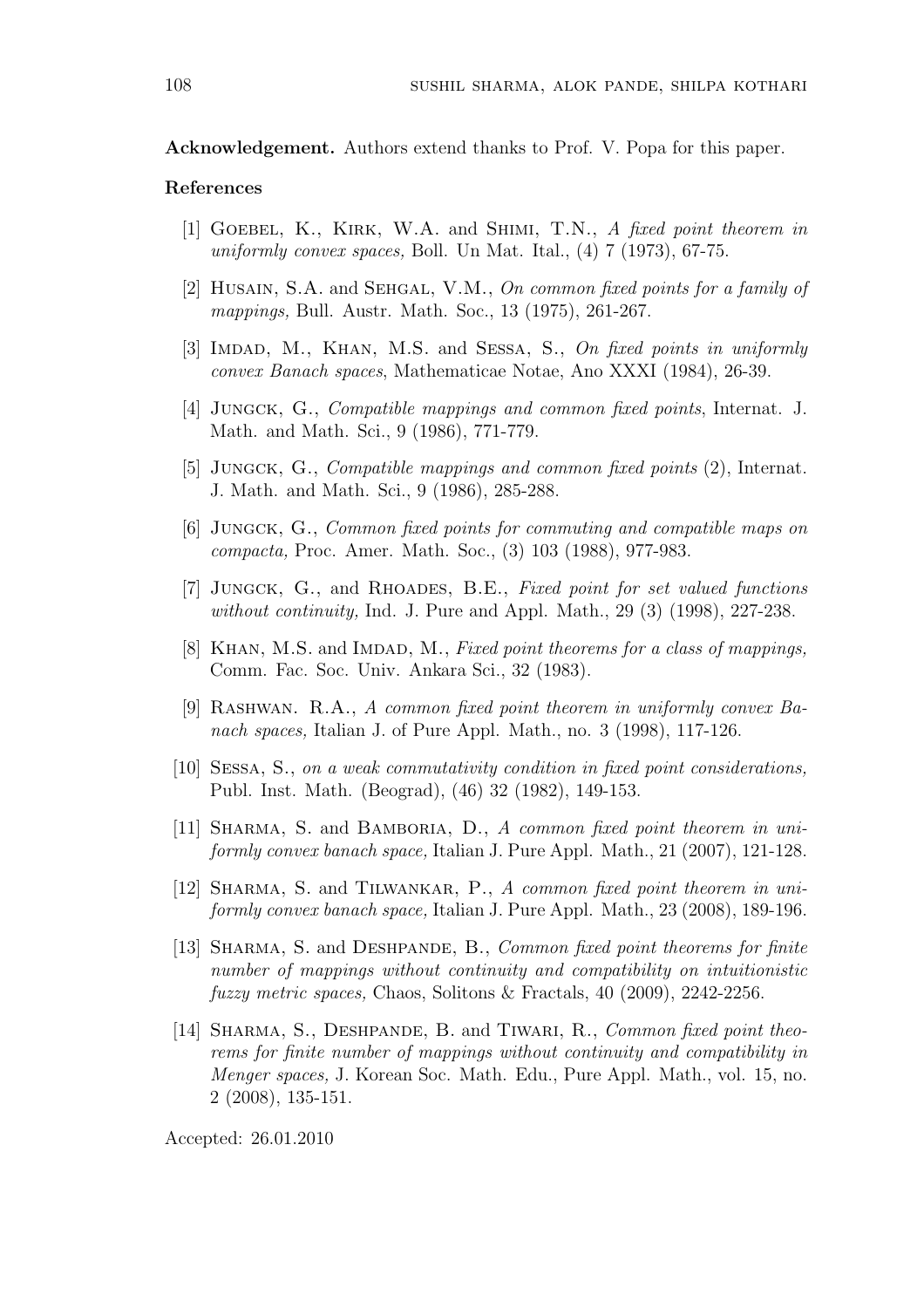**Acknowledgement.** Authors extend thanks to Prof. V. Popa for this paper.

**References**

[1] Goebel, K., Kirk, W.A. and Shimi, T.N., *A fixed point theorem in uniformly convex spaces,* Boll. Un Mat. Ital., (4) 7 (1973), 67-75.

[2] Husain, S.A. and Sehgal, V.M., *On common fixed points for a family of mappings,* Bull. Austr. Math. Soc., 13 (1975), 261-267.

[3] Imdad, M., Khan, M.S. and Sessa, S., *On fixed points in uniformly convex Banach spaces*, Mathematicae Notae, Ano XXXI (1984), 26-39.

[4] Jungck, G., *Compatible mappings and common fixed points*, Internat. J. Math. and Math. Sci., 9 (1986), 771-779.

[5] Jungck, G., *Compatible mappings and common fixed points* (2), Internat. J. Math. and Math. Sci., 9 (1986), 285-288.

[6] Jungck, G., *Common fixed points for commuting and compatible maps on compacta,* Proc. Amer. Math. Soc., (3) 103 (1988), 977-983.

[7] Jungck, G., and Rhoades, B.E., *Fixed point for set valued functions without continuity,* Ind. J. Pure and Appl. Math., 29 (3) (1998), 227-238.

[8] Khan, M.S. and Imdad, M., *Fixed point theorems for a class of mappings,* Comm. Fac. Soc. Univ. Ankara Sci., 32 (1983).

[9] Rashwan. R.A., *A common fixed point theorem in uniformly convex Banach spaces,* Italian J. of Pure Appl. Math., no. 3 (1998), 117-126.

[10] Sessa, S., *on a weak commutativity condition in fixed point considerations,* Publ. Inst. Math. (Beograd), (46) 32 (1982), 149-153.

[11] Sharma, S. and Bamboria, D., *A common fixed point theorem in uniformly convex banach space,* Italian J. Pure Appl. Math., 21 (2007), 121-128.

[12] Sharma, S. and Tilwankar, P., *A common fixed point theorem in uniformly convex banach space,* Italian J. Pure Appl. Math., 23 (2008), 189-196.

[13] Sharma, S. and Deshpande, B., *Common fixed point theorems for finite number of mappings without continuity and compatibility on intuitionistic fuzzy metric spaces,* Chaos, Solitons & Fractals, 40 (2009), 2242-2256.

[14] Sharma, S., Deshpande, B. and Tiwari, R., *Common fixed point theorems for finite number of mappings without continuity and compatibility in Menger spaces,* J. Korean Soc. Math. Edu., Pure Appl. Math., vol. 15, no. 2 (2008), 135-151.

Accepted: 26.01.2010